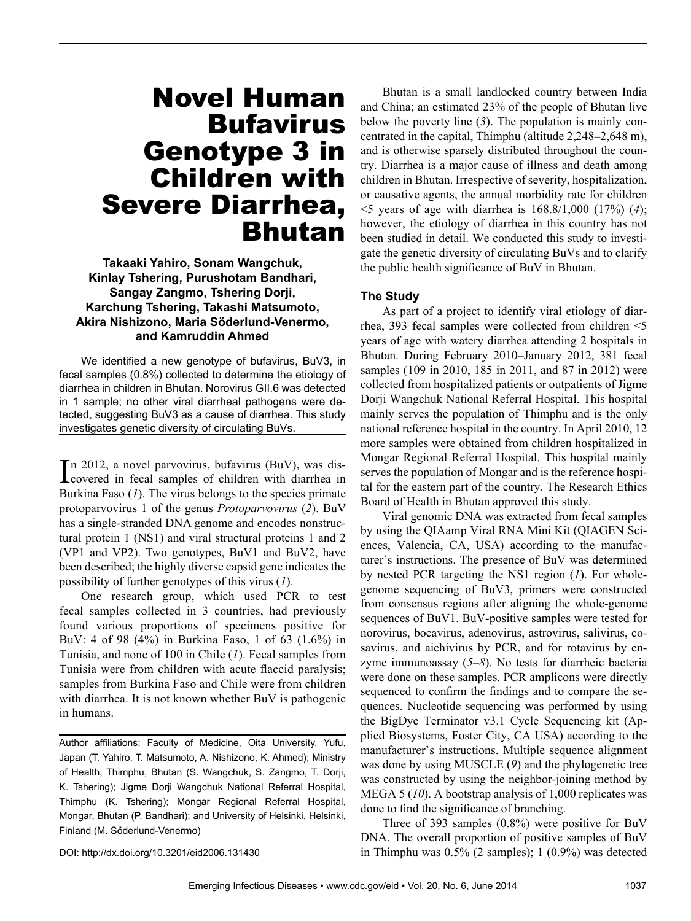# Novel Human Bufavirus Genotype 3 in Children with Severe Diarrhea, Bhutan

**Takaaki Yahiro, Sonam Wangchuk, Kinlay Tshering, Purushotam Bandhari, Sangay Zangmo, Tshering Dorji, Karchung Tshering, Takashi Matsumoto, Akira Nishizono, Maria Söderlund-Venermo, and Kamruddin Ahmed**

We identified a new genotype of bufavirus, BuV3, in fecal samples (0.8%) collected to determine the etiology of diarrhea in children in Bhutan. Norovirus GII.6 was detected in 1 sample; no other viral diarrheal pathogens were detected, suggesting BuV3 as a cause of diarrhea. This study investigates genetic diversity of circulating BuVs.

In 2012, a novel parvovirus, bufavirus (BuV), was discovered in fecal samples of children with diarrhea in Burkina Faso (*1*). The virus belongs to the species primate protoparvovirus 1 of the genus *Protoparvovirus* (*2*). BuV has a single-stranded DNA genome and encodes nonstructural protein 1 (NS1) and viral structural proteins 1 and 2 (VP1 and VP2). Two genotypes, BuV1 and BuV2, have been described; the highly diverse capsid gene indicates the possibility of further genotypes of this virus (*1*).

One research group, which used PCR to test fecal samples collected in 3 countries, had previously found various proportions of specimens positive for BuV: 4 of 98 (4%) in Burkina Faso, 1 of 63 (1.6%) in Tunisia, and none of 100 in Chile (*1*). Fecal samples from Tunisia were from children with acute flaccid paralysis; samples from Burkina Faso and Chile were from children with diarrhea. It is not known whether BuV is pathogenic in humans.

Author affiliations: Faculty of Medicine, Oita University, Yufu, Japan (T. Yahiro, T. Matsumoto, A. Nishizono, K. Ahmed); Ministry of Health, Thimphu, Bhutan (S. Wangchuk, S. Zangmo, T. Dorji, K. Tshering); Jigme Dorji Wangchuk National Referral Hospital, Thimphu (K. Tshering); Mongar Regional Referral Hospital, Mongar, Bhutan (P. Bandhari); and University of Helsinki, Helsinki, Finland (M. Söderlund-Venermo)

DOI: http://dx.doi.org/10.3201/eid2006.131430

Bhutan is a small landlocked country between India and China; an estimated 23% of the people of Bhutan live below the poverty line (*3*). The population is mainly concentrated in the capital, Thimphu (altitude 2,248–2,648 m), and is otherwise sparsely distributed throughout the country. Diarrhea is a major cause of illness and death among children in Bhutan. Irrespective of severity, hospitalization, or causative agents, the annual morbidity rate for children <5 years of age with diarrhea is 168.8/1,000 (17%) (*4*); however, the etiology of diarrhea in this country has not been studied in detail. We conducted this study to investigate the genetic diversity of circulating BuVs and to clarify the public health significance of BuV in Bhutan.

## The Study

As part of a project to identify viral etiology of diarrhea, 393 fecal samples were collected from children <5 years of age with watery diarrhea attending 2 hospitals in Bhutan. During February 2010–January 2012, 381 fecal samples (109 in 2010, 185 in 2011, and 87 in 2012) were collected from hospitalized patients or outpatients of Jigme Dorji Wangchuk National Referral Hospital. This hospital mainly serves the population of Thimphu and is the only national reference hospital in the country. In April 2010, 12 more samples were obtained from children hospitalized in Mongar Regional Referral Hospital. This hospital mainly serves the population of Mongar and is the reference hospital for the eastern part of the country. The Research Ethics Board of Health in Bhutan approved this study.

Viral genomic DNA was extracted from fecal samples by using the QIAamp Viral RNA Mini Kit (QIAGEN Sciences, Valencia, CA, USA) according to the manufacturer's instructions. The presence of BuV was determined by nested PCR targeting the NS1 region (*1*). For whole-genome sequencing of BuV3, primers were constructed from consensus regions after aligning the whole-genome sequences of BuV1. BuV-positive samples were tested for norovirus, bocavirus, adenovirus, astrovirus, salivirus, cosavirus, and aichivirus by PCR, and for rotavirus by enzyme immunoassay (*5*–*8*). No tests for diarrheic bacteria were done on these samples. PCR amplicons were directly sequenced to confirm the findings and to compare the sequences. Nucleotide sequencing was performed by using the BigDye Terminator v3.1 Cycle Sequencing kit (Applied Biosystems, Foster City, CA USA) according to the manufacturer's instructions. Multiple sequence alignment was done by using MUSCLE (*9*) and the phylogenetic tree was constructed by using the neighbor-joining method by MEGA 5 (*10*). A bootstrap analysis of 1,000 replicates was done to find the significance of branching.

Three of 393 samples (0.8%) were positive for BuV DNA. The overall proportion of positive samples of BuV in Thimphu was 0.5% (2 samples); 1 (0.9%) was detected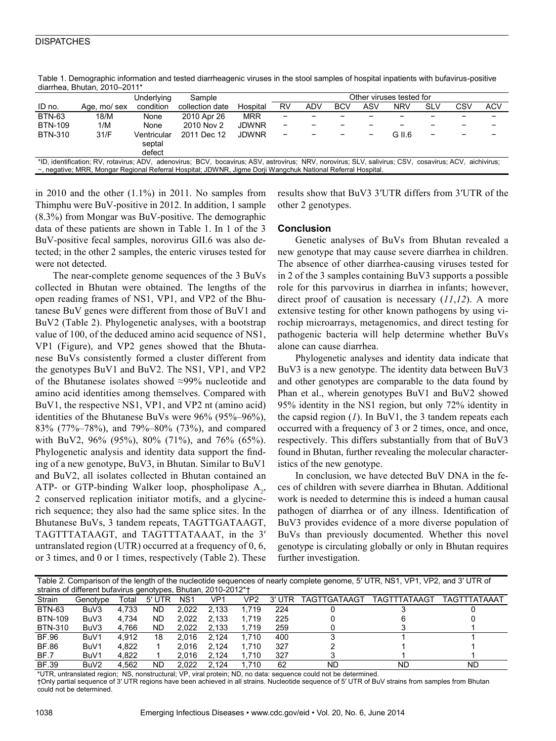Table 1. Demographic information and tested diarrheagenic viruses in the stool samples of hospital inpatients with bufavirus-positive diarrhea, Bhutan, 2010–2011*

| ID no. | Age, mo/ sex | Underlying condition | Sample collection date | Hospital | Other viruses tested for | | | | | | | |
|---|---|---|---|---|---|---|---|---|---|---|---|---|
| | | | | | RV | ADV | BCV | ASV | NRV | SLV | CSV | ACV |
| BTN-63 | 18/M | None | 2010 Apr 26 | MRR | − | − | − | − | − | − | − | − |
| BTN-109 | 1/M | None | 2010 Nov 2 | JDWNR | − | − | − | − | − | − | − | − |
| BTN-310 | 31/F | Ventricular septal defect | 2011 Dec 12 | JDWNR | − | − | − | − | G II.6 | − | − | − |

*ID, identification; RV, rotavirus; ADV, adenovirus; BCV, bocavirus; ASV, astrovirus; NRV, norovirus; SLV, salivirus; CSV, cosavirus; ACV, aichivirus; −, negative; MRR, Mongar Regional Referral Hospital; JDWNR, Jigme Dorji Wangchuk National Referral Hospital.

in 2010 and the other (1.1%) in 2011. No samples from Thimphu were BuV-positive in 2012. In addition, 1 sample (8.3%) from Mongar was BuV-positive. The demographic data of these patients are shown in Table 1. In 1 of the 3 BuV-positive fecal samples, norovirus GII.6 was also detected; in the other 2 samples, the enteric viruses tested for were not detected.

The near-complete genome sequences of the 3 BuVs collected in Bhutan were obtained. The lengths of the open reading frames of NS1, VP1, and VP2 of the Bhutanese BuV genes were different from those of BuV1 and BuV2 (Table 2). Phylogenetic analyses, with a bootstrap value of 100, of the deduced amino acid sequence of NS1, VP1 (Figure), and VP2 genes showed that the Bhutanese BuVs consistently formed a cluster different from the genotypes BuV1 and BuV2. The NS1, VP1, and VP2 of the Bhutanese isolates showed ≈99% nucleotide and amino acid identities among themselves. Compared with BuV1, the respective NS1, VP1, and VP2 nt (amino acid) identities of the Bhutanese BuVs were 96% (95%–96%), 83% (77%–78%), and 79%–80% (73%), and compared with BuV2, 96% (95%), 80% (71%), and 76% (65%). Phylogenetic analysis and identity data support the finding of a new genotype, BuV3, in Bhutan. Similar to BuV1 and BuV2, all isolates collected in Bhutan contained an ATP- or GTP-binding Walker loop, phospholipase $A_2$, 2 conserved replication initiator motifs, and a glycine-rich sequence; they also had the same splice sites. In the Bhutanese BuVs, 3 tandem repeats, TAGTTGATAAGT, TAGTTTATAAGT, and TAGTTTATAAAT, in the 3′ untranslated region (UTR) occurred at a frequency of 0, 6, or 3 times, and 0 or 1 times, respectively (Table 2). These results show that BuV3 3′UTR differs from 3′UTR of the other 2 genotypes.

## Conclusion

Genetic analyses of BuVs from Bhutan revealed a new genotype that may cause severe diarrhea in children. The absence of other diarrhea-causing viruses tested for in 2 of the 3 samples containing BuV3 supports a possible role for this parvovirus in diarrhea in infants; however, direct proof of causation is necessary (*11*,*12*). A more extensive testing for other known pathogens by using virochip microarrays, metagenomics, and direct testing for pathogenic bacteria will help determine whether BuVs alone can cause diarrhea.

Phylogenetic analyses and identity data indicate that BuV3 is a new genotype. The identity data between BuV3 and other genotypes are comparable to the data found by Phan et al., wherein genotypes BuV1 and BuV2 showed 95% identity in the NS1 region, but only 72% identity in the capsid region (*1*). In BuV1, the 3 tandem repeats each occurred with a frequency of 3 or 2 times, once, and once, respectively. This differs substantially from that of BuV3 found in Bhutan, further revealing the molecular characteristics of the new genotype.

In conclusion, we have detected BuV DNA in the feces of children with severe diarrhea in Bhutan. Additional work is needed to determine this is indeed a human causal pathogen of diarrhea or of any illness. Identification of BuV3 provides evidence of a more diverse population of BuVs than previously documented. Whether this novel genotype is circulating globally or only in Bhutan requires further investigation.

Table 2. Comparison of the length of the nucleotide sequences of nearly complete genome, 5′ UTR, NS1, VP1, VP2, and 3′ UTR of strains of different bufavirus genotypes, Bhutan, 2010-2012*†

| Strain | Genotype | Total | 5′ UTR | NS1 | VP1 | VP2 | 3′ UTR | TAGTTGATAAGT | TAGTTTATAAGT | TAGTTTATAAAT |
|---|---|---|---|---|---|---|---|---|---|---|
| BTN-63 | BuV3 | 4,733 | ND | 2,022 | 2,133 | 1,719 | 224 | 0 | 3 | 0 |
| BTN-109 | BuV3 | 4,734 | ND | 2,022 | 2,133 | 1,719 | 225 | 0 | 6 | 0 |
| BTN-310 | BuV3 | 4,766 | ND | 2,022 | 2,133 | 1,719 | 259 | 0 | 3 | 1 |
| BF.96 | BuV1 | 4,912 | 18 | 2,016 | 2,124 | 1,710 | 400 | 3 | 1 | 1 |
| BF.86 | BuV1 | 4,822 | 1 | 2,016 | 2,124 | 1,710 | 327 | 2 | 1 | 1 |
| BF.7 | BuV1 | 4,822 | 1 | 2,016 | 2,124 | 1,710 | 327 | 3 | 1 | 1 |
| BF.39 | BuV2 | 4,562 | ND | 2,022 | 2,124 | 1,710 | 62 | ND | ND | ND |

*UTR, untranslated region; NS, nonstructural; VP, viral protein; ND, no data: sequence could not be determined.
†Only partial sequence of 3′ UTR regions have been achieved in all strains. Nucleotide sequence of 5′ UTR of BuV strains from samples from Bhutan could not be determined.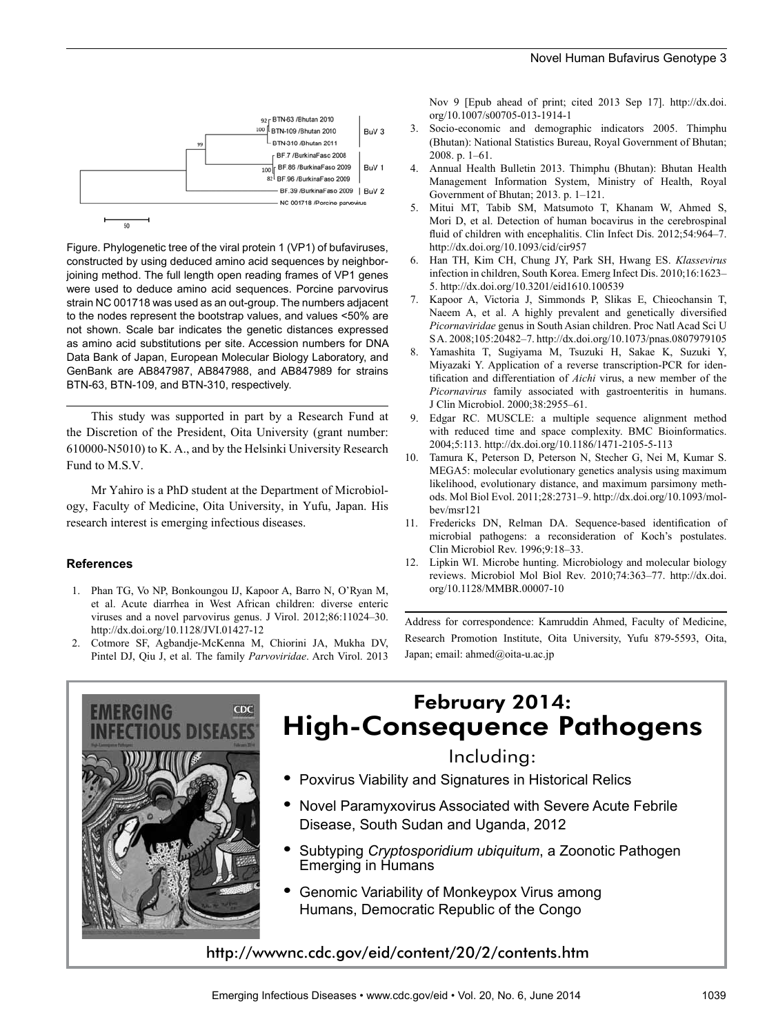92 BTN-63 /Bhutan 2010
100 BTN-109 /Bhutan 2010
BTN-310 /Bhutan 2011
BuV 3
99
BF.7 /BurkinaFaso 2008
100 BF.86 /BurkinaFaso 2009
82 BF.96 /BurkinaFaso 2009
BuV 1
BF.39 /BurkinaFaso 2009
BuV 2
NC 001718 /Porcine parvovirus
50

Figure. Phylogenetic tree of the viral protein 1 (VP1) of bufaviruses, constructed by using deduced amino acid sequences by neighbor-joining method. The full length open reading frames of VP1 genes were used to deduce amino acid sequences. Porcine parvovirus strain NC 001718 was used as an out-group. The numbers adjacent to the nodes represent the bootstrap values, and values <50% are not shown. Scale bar indicates the genetic distances expressed as amino acid substitutions per site. Accession numbers for DNA Data Bank of Japan, European Molecular Biology Laboratory, and GenBank are AB847987, AB847988, and AB847989 for strains BTN-63, BTN-109, and BTN-310, respectively.

This study was supported in part by a Research Fund at the Discretion of the President, Oita University (grant number: 610000-N5010) to K. A., and by the Helsinki University Research Fund to M.S.V.

Mr Yahiro is a PhD student at the Department of Microbiology, Faculty of Medicine, Oita University, in Yufu, Japan. His research interest is emerging infectious diseases.

## References

1. Phan TG, Vo NP, Bonkoungou IJ, Kapoor A, Barro N, O'Ryan M, et al. Acute diarrhea in West African children: diverse enteric viruses and a novel parvovirus genus. J Virol. 2012;86:11024–30. http://dx.doi.org/10.1128/JVI.01427-12
2. Cotmore SF, Agbandje-McKenna M, Chiorini JA, Mukha DV, Pintel DJ, Qiu J, et al. The family *Parvoviridae*. Arch Virol. 2013 Nov 9 [Epub ahead of print; cited 2013 Sep 17]. http://dx.doi.org/10.1007/s00705-013-1914-1
3. Socio-economic and demographic indicators 2005. Thimphu (Bhutan): National Statistics Bureau, Royal Government of Bhutan; 2008. p. 1–61.
4. Annual Health Bulletin 2013. Thimphu (Bhutan): Bhutan Health Management Information System, Ministry of Health, Royal Government of Bhutan; 2013. p. 1–121.
5. Mitui MT, Tabib SM, Matsumoto T, Khanam W, Ahmed S, Mori D, et al. Detection of human bocavirus in the cerebrospinal fluid of children with encephalitis. Clin Infect Dis. 2012;54:964–7. http://dx.doi.org/10.1093/cid/cir957
6. Han TH, Kim CH, Chung JY, Park SH, Hwang ES. *Klassevirus* infection in children, South Korea. Emerg Infect Dis. 2010;16:1623–5. http://dx.doi.org/10.3201/eid1610.100539
7. Kapoor A, Victoria J, Simmonds P, Slikas E, Chieochansin T, Naeem A, et al. A highly prevalent and genetically diversified *Picornaviridae* genus in South Asian children. Proc Natl Acad Sci U S A. 2008;105:20482–7. http://dx.doi.org/10.1073/pnas.0807979105
8. Yamashita T, Sugiyama M, Tsuzuki H, Sakae K, Suzuki Y, Miyazaki Y. Application of a reverse transcription-PCR for identification and differentiation of *Aichi* virus, a new member of the *Picornavirus* family associated with gastroenteritis in humans. J Clin Microbiol. 2000;38:2955–61.
9. Edgar RC. MUSCLE: a multiple sequence alignment method with reduced time and space complexity. BMC Bioinformatics. 2004;5:113. http://dx.doi.org/10.1186/1471-2105-5-113
10. Tamura K, Peterson D, Peterson N, Stecher G, Nei M, Kumar S. MEGA5: molecular evolutionary genetics analysis using maximum likelihood, evolutionary distance, and maximum parsimony methods. Mol Biol Evol. 2011;28:2731–9. http://dx.doi.org/10.1093/molbev/msr121
11. Fredericks DN, Relman DA. Sequence-based identification of microbial pathogens: a reconsideration of Koch's postulates. Clin Microbiol Rev. 1996;9:18–33.
12. Lipkin WI. Microbe hunting. Microbiology and molecular biology reviews. Microbiol Mol Biol Rev. 2010;74:363–77. http://dx.doi.org/10.1128/MMBR.00007-10

Address for correspondence: Kamruddin Ahmed, Faculty of Medicine, Research Promotion Institute, Oita University, Yufu 879-5593, Oita, Japan; email: ahmed@oita-u.ac.jp

**February 2014: High-Consequence Pathogens**

Including:

- Poxvirus Viability and Signatures in Historical Relics
- Novel Paramyxovirus Associated with Severe Acute Febrile Disease, South Sudan and Uganda, 2012
- Subtyping *Cryptosporidium ubiquitum*, a Zoonotic Pathogen Emerging in Humans
- Genomic Variability of Monkeypox Virus among Humans, Democratic Republic of the Congo

http://wwwnc.cdc.gov/eid/content/20/2/contents.htm